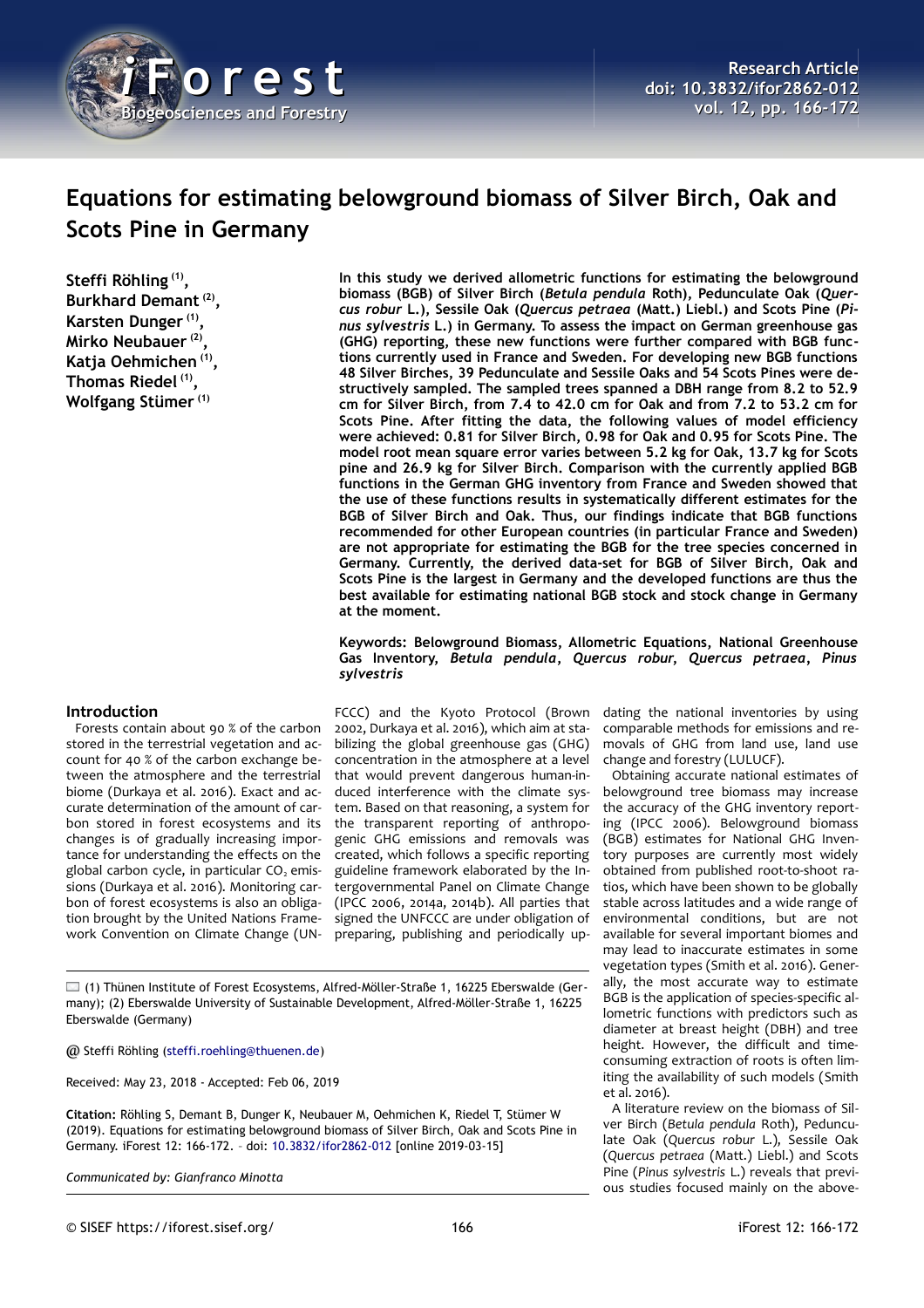# Equations for estimating belowground biomass of Silver Birch, Oak and Scots Pine in Germany

**Steffi Röhling [(1)], Burkhard Demant [(2)], Karsten Dunger [(1)], Mirko Neubauer [(2)], Katja Oehmichen [(1)], Thomas Riedel [(1)], Wolfgang Stümer [(1)]**

**In this study we derived allometric functions for estimating the belowground biomass (BGB) of Silver Birch (*Betula pendula* Roth), Pedunculate Oak (*Quercus robur* L.), Sessile Oak (*Quercus petraea* (Matt.) Liebl.) and Scots Pine (*Pinus sylvestris* L.) in Germany. To assess the impact on German greenhouse gas (GHG) reporting, these new functions were further compared with BGB functions currently used in France and Sweden. For developing new BGB functions 48 Silver Birches, 39 Pedunculate and Sessile Oaks and 54 Scots Pines were destructively sampled. The sampled trees spanned a DBH range from 8.2 to 52.9 cm for Silver Birch, from 7.4 to 42.0 cm for Oak and from 7.2 to 53.2 cm for Scots Pine. After fitting the data, the following values of model efficiency were achieved: 0.81 for Silver Birch, 0.98 for Oak and 0.95 for Scots Pine. The model root mean square error varies between 5.2 kg for Oak, 13.7 kg for Scots pine and 26.9 kg for Silver Birch. Comparison with the currently applied BGB functions in the German GHG inventory from France and Sweden showed that the use of these functions results in systematically different estimates for the BGB of Silver Birch and Oak. Thus, our findings indicate that BGB functions recommended for other European countries (in particular France and Sweden) are not appropriate for estimating the BGB for the tree species concerned in Germany. Currently, the derived data-set for BGB of Silver Birch, Oak and Scots Pine is the largest in Germany and the developed functions are thus the best available for estimating national BGB stock and stock change in Germany at the moment.**

**Keywords: Belowground Biomass, Allometric Equations, National Greenhouse Gas Inventory, *Betula pendula*, *Quercus robur*, *Quercus petraea*, *Pinus sylvestris***

## Introduction

Forests contain about 90 % of the carbon stored in the terrestrial vegetation and account for 40 % of the carbon exchange between the atmosphere and the terrestrial biome (Durkaya et al. 2016). Exact and accurate determination of the amount of carbon stored in forest ecosystems and its changes is of gradually increasing importance for understanding the effects on the global carbon cycle, in particular $CO_2$ emissions (Durkaya et al. 2016). Monitoring carbon of forest ecosystems is also an obligation brought by the United Nations Framework Convention on Climate Change (UNFCCC) and the Kyoto Protocol (Brown 2002, Durkaya et al. 2016), which aim at stabilizing the global greenhouse gas (GHG) concentration in the atmosphere at a level that would prevent dangerous human-induced interference with the climate system. Based on that reasoning, a system for the transparent reporting of anthropogenic GHG emissions and removals was created, which follows a specific reporting guideline framework elaborated by the Intergovernmental Panel on Climate Change (IPCC 2006, 2014a, 2014b). All parties that signed the UNFCCC are under obligation of preparing, publishing and periodically updating the national inventories by using comparable methods for emissions and removals of GHG from land use, land use change and forestry (LULUCF).

Obtaining accurate national estimates of belowground tree biomass may increase the accuracy of the GHG inventory reporting (IPCC 2006). Belowground biomass (BGB) estimates for National GHG Inventory purposes are currently most widely obtained from published root-to-shoot ratios, which have been shown to be globally stable across latitudes and a wide range of environmental conditions, but are not available for several important biomes and may lead to inaccurate estimates in some vegetation types (Smith et al. 2016). Generally, the most accurate way to estimate BGB is the application of species-specific allometric functions with predictors such as diameter at breast height (DBH) and tree height. However, the difficult and time-consuming extraction of roots is often limiting the availability of such models (Smith et al. 2016).

A literature review on the biomass of Silver Birch (*Betula pendula* Roth), Pedunculate Oak (*Quercus robur* L.), Sessile Oak (*Quercus petraea* (Matt.) Liebl.) and Scots Pine (*Pinus sylvestris* L.) reveals that previous studies focused mainly on the above-

---

(1) Thünen Institute of Forest Ecosystems, Alfred-Möller-Straße 1, 16225 Eberswalde (Germany); (2) Eberswalde University of Sustainable Development, Alfred-Möller-Straße 1, 16225 Eberswalde (Germany)

@ Steffi Röhling (steffi.roehling@thuenen.de)

Received: May 23, 2018 - Accepted: Feb 06, 2019

**Citation:** Röhling S, Demant B, Dunger K, Neubauer M, Oehmichen K, Riedel T, Stümer W (2019). Equations for estimating belowground biomass of Silver Birch, Oak and Scots Pine in Germany. iForest 12: 166-172. – doi: 10.3832/ifor2862-012 [online 2019-03-15]

*Communicated by: Gianfranco Minotta*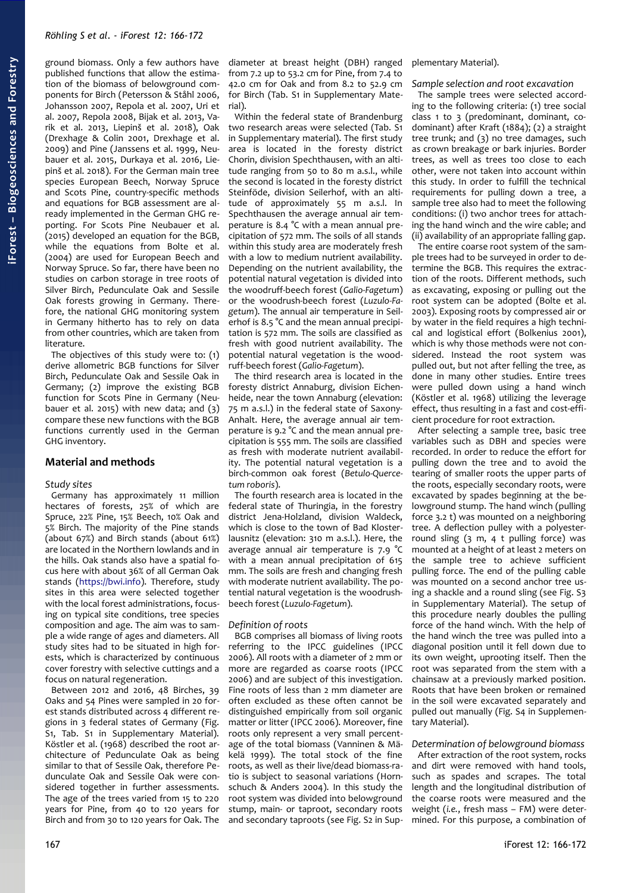ground biomass. Only a few authors have published functions that allow the estimation of the biomass of belowground components for Birch (Petersson & Ståhl 2006, Johansson 2007, Repola et al. 2007, Uri et al. 2007, Repola 2008, Bijak et al. 2013, Varik et al. 2013, Liepinš et al. 2018), Oak (Drexhage & Colin 2001, Drexhage et al. 2009) and Pine (Janssens et al. 1999, Neubauer et al. 2015, Durkaya et al. 2016, Liepinš et al. 2018). For the German main tree species European Beech, Norway Spruce and Scots Pine, country-specific methods and equations for BGB assessment are already implemented in the German GHG reporting. For Scots Pine Neubauer et al. (2015) developed an equation for the BGB, while the equations from Bolte et al. (2004) are used for European Beech and Norway Spruce. So far, there have been no studies on carbon storage in tree roots of Silver Birch, Pedunculate Oak and Sessile Oak forests growing in Germany. Therefore, the national GHG monitoring system in Germany hitherto has to rely on data from other countries, which are taken from literature.

The objectives of this study were to: (1) derive allometric BGB functions for Silver Birch, Pedunculate Oak and Sessile Oak in Germany; (2) improve the existing BGB function for Scots Pine in Germany (Neubauer et al. 2015) with new data; and (3) compare these new functions with the BGB functions currently used in the German GHG inventory.

## Material and methods

### Study sites

Germany has approximately 11 million hectares of forests, 25% of which are Spruce, 22% Pine, 15% Beech, 10% Oak and 5% Birch. The majority of the Pine stands (about 67%) and Birch stands (about 61%) are located in the Northern lowlands and in the hills. Oak stands also have a spatial focus here with about 36% of all German Oak stands (https://bwi.info). Therefore, study sites in this area were selected together with the local forest administrations, focusing on typical site conditions, tree species composition and age. The aim was to sample a wide range of ages and diameters. All study sites had to be situated in high forests, which is characterized by continuous cover forestry with selective cuttings and a focus on natural regeneration.

Between 2012 and 2016, 48 Birches, 39 Oaks and 54 Pines were sampled in 20 forest stands distributed across 4 different regions in 3 federal states of Germany (Fig. S1, Tab. S1 in Supplementary Material). Köstler et al. (1968) described the root architecture of Pedunculate Oak as being similar to that of Sessile Oak, therefore Pedunculate Oak and Sessile Oak were considered together in further assessments. The age of the trees varied from 15 to 220 years for Pine, from 40 to 120 years for Birch and from 30 to 120 years for Oak. The diameter at breast height (DBH) ranged from 7.2 up to 53.2 cm for Pine, from 7.4 to 42.0 cm for Oak and from 8.2 to 52.9 cm for Birch (Tab. S1 in Supplementary Material).

Within the federal state of Brandenburg two research areas were selected (Tab. S1 in Supplementary material). The first study area is located in the foresty district Chorin, division Spechthausen, with an altitude ranging from 50 to 80 m a.s.l., while the second is located in the foresty district Steinföde, division Seilerhof, with an altitude of approximately 55 m a.s.l. In Spechthausen the average annual air temperature is 8.4 °C with a mean annual precipitation of 572 mm. The soils of all stands within this study area are moderately fresh with a low to medium nutrient availability. Depending on the nutrient availability, the potential natural vegetation is divided into the woodruff-beech forest (*Galio-Fagetum*) or the woodrush-beech forest (*Luzulo-Fagetum*). The annual air temperature in Seilerhof is 8.5 °C and the mean annual precipitation is 572 mm. The soils are classified as fresh with good nutrient availability. The potential natural vegetation is the woodruff-beech forest (*Galio-Fagetum*).

The third research area is located in the foresty district Annaburg, division Eichenheide, near the town Annaburg (elevation: 75 m a.s.l.) in the federal state of Saxony-Anhalt. Here, the average annual air temperature is 9.2 °C and the mean annual precipitation is 555 mm. The soils are classified as fresh with moderate nutrient availability. The potential natural vegetation is a birch-common oak forest (*Betulo-Quercetum roboris*).

The fourth research area is located in the federal state of Thuringia, in the forestry district Jena-Holzland, division Waldeck, which is close to the town of Bad Klosterlausnitz (elevation: 310 m a.s.l.). Here, the average annual air temperature is 7.9 °C with a mean annual precipitation of 615 mm. The soils are fresh and changing fresh with moderate nutrient availability. The potential natural vegetation is the woodrush-beech forest (*Luzulo-Fagetum*).

### Definition of roots

BGB comprises all biomass of living roots referring to the IPCC guidelines (IPCC 2006). All roots with a diameter of 2 mm or more are regarded as coarse roots (IPCC 2006) and are subject of this investigation. Fine roots of less than 2 mm diameter are often excluded as these often cannot be distinguished empirically from soil organic matter or litter (IPCC 2006). Moreover, fine roots only represent a very small percentage of the total biomass (Vanninen & Mäkelä 1999). The total stock of the fine roots, as well as their live/dead biomass-ratio is subject to seasonal variations (Hornschuch & Anders 2004). In this study the root system was divided into belowground stump, main- or taproot, secondary roots and secondary taproots (see Fig. S2 in Supplementary Material).

### Sample selection and root excavation

The sample trees were selected according to the following criteria: (1) tree social class 1 to 3 (predominant, dominant, co-dominant) after Kraft (1884); (2) a straight tree trunk; and (3) no tree damages, such as crown breakage or bark injuries. Border trees, as well as trees too close to each other, were not taken into account within this study. In order to fulfill the technical requirements for pulling down a tree, a sample tree also had to meet the following conditions: (i) two anchor trees for attaching the hand winch and the wire cable; and (ii) availability of an appropriate falling gap.

The entire coarse root system of the sample trees had to be surveyed in order to determine the BGB. This requires the extraction of the roots. Different methods, such as excavating, exposing or pulling out the root system can be adopted (Bolte et al. 2003). Exposing roots by compressed air or by water in the field requires a high technical and logistical effort (Bolkenius 2001), which is why those methods were not considered. Instead the root system was pulled out, but not after felling the tree, as done in many other studies. Entire trees were pulled down using a hand winch (Köstler et al. 1968) utilizing the leverage effect, thus resulting in a fast and cost-efficient procedure for root extraction.

After selecting a sample tree, basic tree variables such as DBH and species were recorded. In order to reduce the effort for pulling down the tree and to avoid the tearing of smaller roots the upper parts of the roots, especially secondary roots, were excavated by spades beginning at the belowground stump. The hand winch (pulling force 3.2 t) was mounted on a neighboring tree. A deflection pulley with a polyester-round sling (3 m, 4 t pulling force) was mounted at a height of at least 2 meters on the sample tree to achieve sufficient pulling force. The end of the pulling cable was mounted on a second anchor tree using a shackle and a round sling (see Fig. S3 in Supplementary Material). The setup of this procedure nearly doubles the pulling force of the hand winch. With the help of the hand winch the tree was pulled into a diagonal position until it fell down due to its own weight, uprooting itself. Then the root was separated from the stem with a chainsaw at a previously marked position. Roots that have been broken or remained in the soil were excavated separately and pulled out manually (Fig. S4 in Supplementary Material).

### Determination of belowground biomass

After extraction of the root system, rocks and dirt were removed with hand tools, such as spades and scrapes. The total length and the longitudinal distribution of the coarse roots were measured and the weight (*i.e.*, fresh mass – FM) were determined. For this purpose, a combination of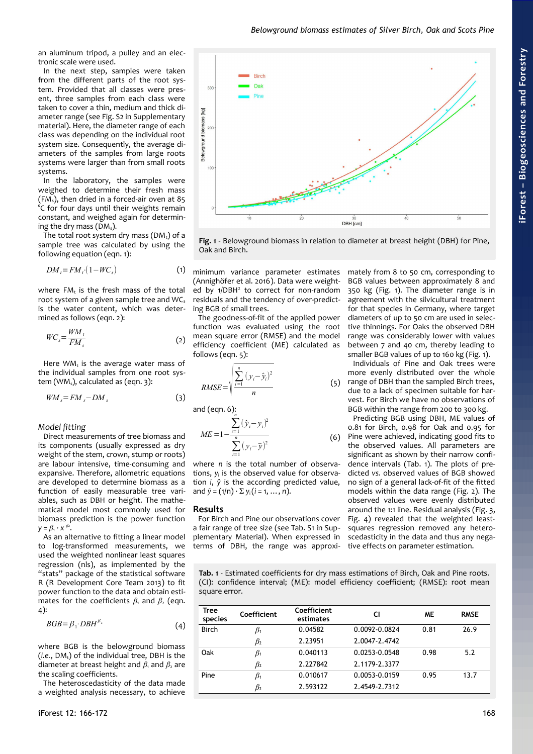an aluminum tripod, a pulley and an electronic scale were used.

In the next step, samples were taken from the different parts of the root system. Provided that all classes were present, three samples from each class were taken to cover a thin, medium and thick diameter range (see Fig. S2 in Supplementary material). Here, the diameter range of each class was depending on the individual root system size. Consequently, the average diameters of the samples from large roots systems were larger than from small roots systems.

In the laboratory, the samples were weighed to determine their fresh mass ($FM_s$), then dried in a forced-air oven at 85 °C for four days until their weights remain constant, and weighed again for determining the dry mass ($DM_s$).

The total root system dry mass ($DM_t$) of a sample tree was calculated by using the following equation (eqn. 1):

$$DM_t = FM_t \cdot (1 - WC_s) \tag{1}$$

where $FM_t$ is the fresh mass of the total root system of a given sample tree and $WC_s$ is the water content, which was determined as follows (eqn. 2):

$$WC_s = \frac{WM_t}{FM_s} \tag{2}$$

Here $WM_t$ is the average water mass of the individual samples from one root system ($WM_s$), calculated as (eqn. 3):

$$WM_s = FM_s - DM_s \tag{3}$$

### Model fitting

Direct measurements of tree biomass and its components (usually expressed as dry weight of the stem, crown, stump or roots) are labour intensive, time-consuming and expansive. Therefore, allometric equations are developed to determine biomass as a function of easily measurable tree variables, such as DBH or height. The mathematical model most commonly used for biomass prediction is the power function $y = \beta_1 \cdot x^{\beta_2}$.

As an alternative to fitting a linear model to log-transformed measurements, we used the weighted nonlinear least squares regression (nls), as implemented by the "stats" package of the statistical software R (R Development Core Team 2013) to fit power function to our data and obtain estimates for the coefficients $\beta_1$ and $\beta_2$ (eqn. 4):

$$BGB = \beta_1 \cdot DBH^{\beta_2} \tag{4}$$

where BGB is the belowground biomass (*i.e.*, $DM_t$) of the individual tree, DBH is the diameter at breast height and $\beta_1$ and $\beta_2$ are the scaling coefficients.

The heteroscedasticity of the data made a weighted analysis necessary, to achieve minimum variance parameter estimates (Annighöfer et al. 2016). Data were weighted by $1/DBH^2$ to correct for non-random residuals and the tendency of over-predicting BGB of small trees.

The goodness-of-fit of the applied power function was evaluated using the root mean square error (RMSE) and the model efficiency coefficient (ME) calculated as follows (eqn. 5):

$$RMSE = \sqrt{\frac{\sum_{i=1}^{n} (y_i - \hat{y}_i)^2}{n}} \tag{5}$$

and (eqn. 6):

$$ME = 1 - \frac{\sum_{i=1}^{n} (\hat{y}_i - y_i)^2}{\sum_{i=1}^{n} (y_i - \bar{y})^2} \tag{6}$$

where $n$ is the total number of observations, $y_i$ is the observed value for observation $i$, $\hat{y}$ is the according predicted value, and $\bar{y} = (1/n) \cdot \Sigma\, y_i (i = 1, \dots, n)$.

## Results

For Birch and Pine our observations cover a fair range of tree size (see Tab. S1 in Supplementary Material). When expressed in terms of DBH, the range was approximately from 8 to 50 cm, corresponding to BGB values between approximately 8 and 350 kg (Fig. 1). The diameter range is in agreement with the silvicultural treatment for that species in Germany, where target diameters of up to 50 cm are used in selective thinnings. For Oaks the observed DBH range was considerably lower with values between 7 and 40 cm, thereby leading to smaller BGB values of up to 160 kg (Fig. 1).

Individuals of Pine and Oak trees were more evenly distributed over the whole range of DBH than the sampled Birch trees, due to a lack of specimen suitable for harvest. For Birch we have no observations of BGB within the range from 200 to 300 kg.

Predicting BGB using DBH, ME values of 0.81 for Birch, 0.98 for Oak and 0.95 for Pine were achieved, indicating good fits to the observed values. All parameters are significant as shown by their narrow confidence intervals (Tab. 1). The plots of predicted *vs.* observed values of BGB showed no sign of a general lack-of-fit of the fitted models within the data range (Fig. 2). The observed values were evenly distributed around the 1:1 line. Residual analysis (Fig. 3, Fig. 4) revealed that the weighted least-squares regression removed any heteroscedasticity in the data and thus any negative effects on parameter estimation.

Fig. 1 - Belowground biomass in relation to diameter at breast height (DBH) for Pine, Oak and Birch.

Tab. 1 - Estimated coefficients for dry mass estimations of Birch, Oak and Pine roots. (CI): confidence interval; (ME): model efficiency coefficient; (RMSE): root mean square error.

| Tree species | Coefficient | Coefficient estimates | CI | ME | RMSE |
|---|---|---|---|---|---|
| Birch | $\beta_1$ | 0.04582 | 0.0092-0.0824 | 0.81 | 26.9 |
| | $\beta_2$ | 2.23951 | 2.0047-2.4742 | | |
| Oak | $\beta_1$ | 0.040113 | 0.0253-0.0548 | 0.98 | 5.2 |
| | $\beta_2$ | 2.227842 | 2.1179-2.3377 | | |
| Pine | $\beta_1$ | 0.010617 | 0.0053-0.0159 | 0.95 | 13.7 |
| | $\beta_2$ | 2.593122 | 2.4549-2.7312 | | |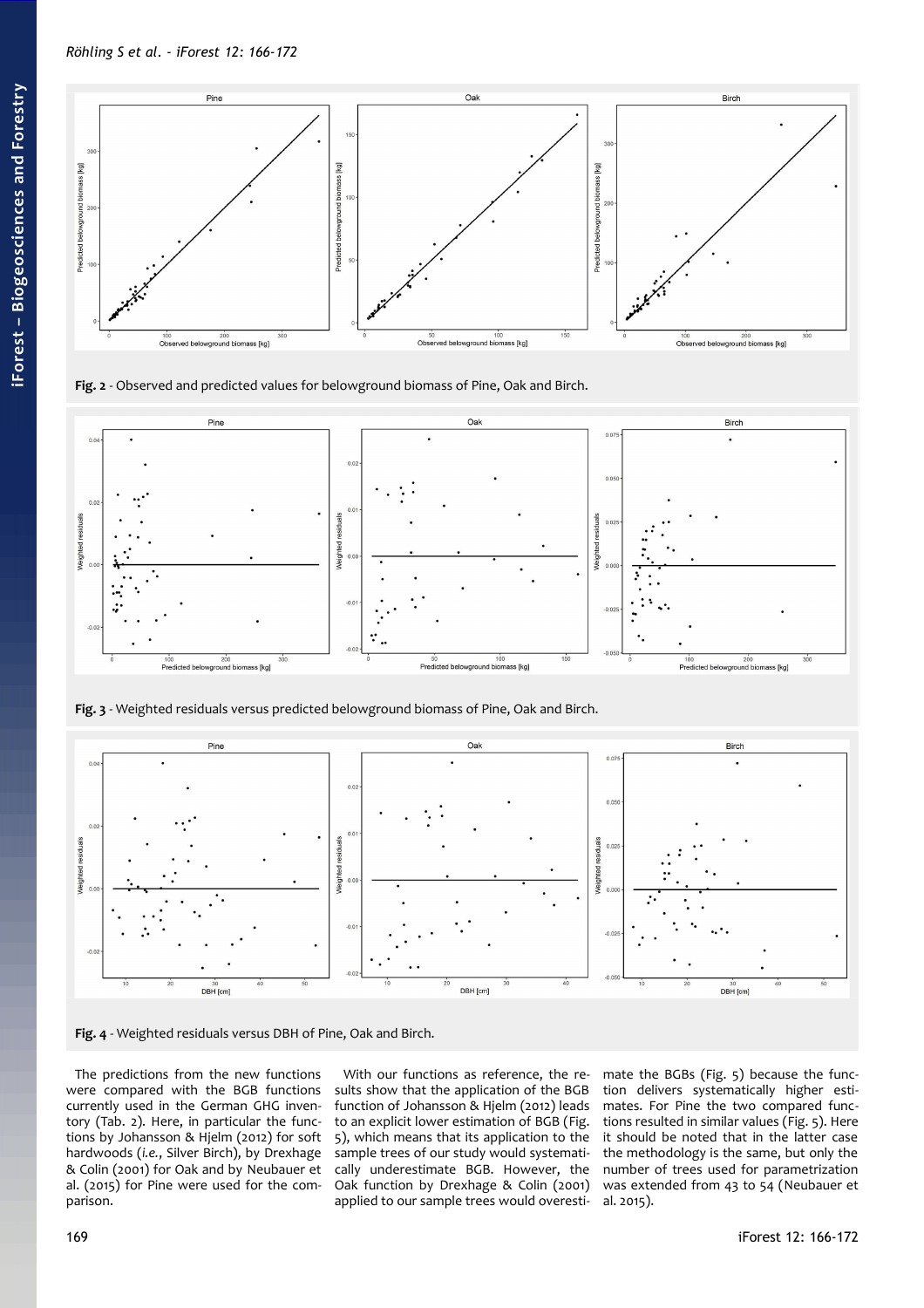**Fig. 2** - Observed and predicted values for belowground biomass of Pine, Oak and Birch.

**Fig. 3** - Weighted residuals versus predicted belowground biomass of Pine, Oak and Birch.

**Fig. 4** - Weighted residuals versus DBH of Pine, Oak and Birch.

The predictions from the new functions were compared with the BGB functions currently used in the German GHG inventory (Tab. 2). Here, in particular the functions by Johansson & Hjelm (2012) for soft hardwoods (*i.e.*, Silver Birch), by Drexhage & Colin (2001) for Oak and by Neubauer et al. (2015) for Pine were used for the comparison.

With our functions as reference, the results show that the application of the BGB function of Johansson & Hjelm (2012) leads to an explicit lower estimation of BGB (Fig. 5), which means that its application to the sample trees of our study would systematically underestimate BGB. However, the Oak function by Drexhage & Colin (2001) applied to our sample trees would overestimate the BGBs (Fig. 5) because the function delivers systematically higher estimates. For Pine the two compared functions resulted in similar values (Fig. 5). Here it should be noted that in the latter case the methodology is the same, but only the number of trees used for parametrization was extended from 43 to 54 (Neubauer et al. 2015).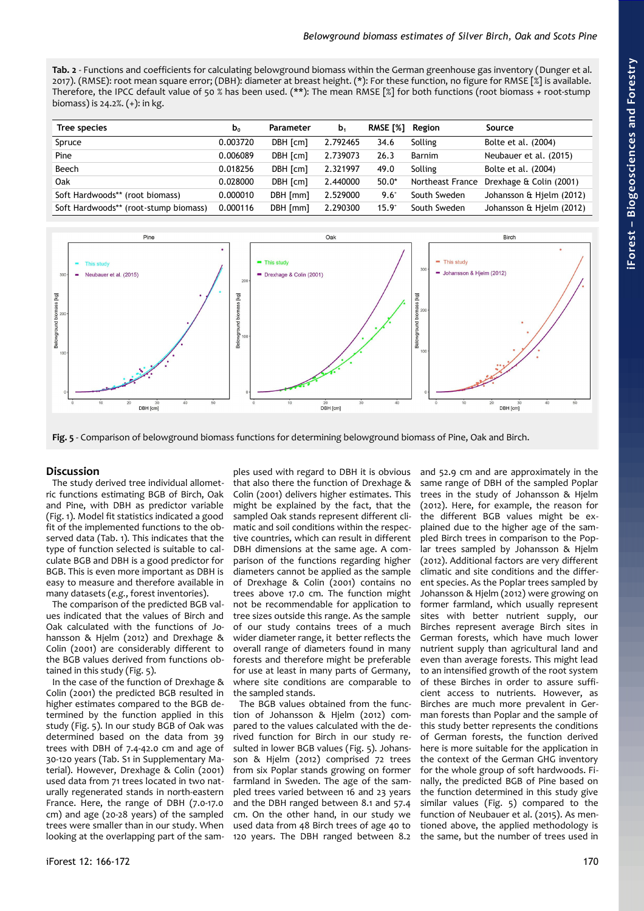**Tab. 2** - Functions and coefficients for calculating belowground biomass within the German greenhouse gas inventory (Dunger et al. 2017). (RMSE): root mean square error; (DBH): diameter at breast height. (*): For these function, no figure for RMSE [%] is available. Therefore, the IPCC default value of 50 % has been used. (**): The mean RMSE [%] for both functions (root biomass + root-stump biomass) is 24.2%. (+): in kg.

| Tree species | $b_0$ | Parameter | $b_1$ | RMSE [%] | Region | Source |
|---|---|---|---|---|---|---|
| Spruce | 0.003720 | DBH [cm] | 2.792465 | 34.6 | Solling | Bolte et al. (2004) |
| Pine | 0.006089 | DBH [cm] | 2.739073 | 26.3 | Barnim | Neubauer et al. (2015) |
| Beech | 0.018256 | DBH [cm] | 2.321997 | 49.0 | Solling | Bolte et al. (2004) |
| Oak | 0.028000 | DBH [cm] | 2.440000 | 50.0* | Northeast France | Drexhage & Colin (2001) |
| Soft Hardwoods** (root biomass) | 0.000010 | DBH [mm] | 2.529000 | 9.6+ | South Sweden | Johansson & Hjelm (2012) |
| Soft Hardwoods** (root-stump biomass) | 0.000116 | DBH [mm] | 2.290300 | 15.9+ | South Sweden | Johansson & Hjelm (2012) |

**Fig. 5** - Comparison of belowground biomass functions for determining belowground biomass of Pine, Oak and Birch.

## Discussion

The study derived tree individual allometric functions estimating BGB of Birch, Oak and Pine, with DBH as predictor variable (Fig. 1). Model fit statistics indicated a good fit of the implemented functions to the observed data (Tab. 1). This indicates that the type of function selected is suitable to calculate BGB and DBH is a good predictor for BGB. This is even more important as DBH is easy to measure and therefore available in many datasets (*e.g.*, forest inventories).

The comparison of the predicted BGB values indicated that the values of Birch and Oak calculated with the functions of Johansson & Hjelm (2012) and Drexhage & Colin (2001) are considerably different to the BGB values derived from functions obtained in this study (Fig. 5).

In the case of the function of Drexhage & Colin (2001) the predicted BGB resulted in higher estimates compared to the BGB determined by the function applied in this study (Fig. 5). In our study BGB of Oak was determined based on the data from 39 trees with DBH of 7.4-42.0 cm and age of 30-120 years (Tab. S1 in Supplementary Material). However, Drexhage & Colin (2001) used data from 71 trees located in two naturally regenerated stands in north-eastern France. Here, the range of DBH (7.0-17.0 cm) and age (20-28 years) of the sampled trees were smaller than in our study. When looking at the overlapping part of the samples used with regard to DBH it is obvious that also there the function of Drexhage & Colin (2001) delivers higher estimates. This might be explained by the fact, that the sampled Oak stands represent different climatic and soil conditions within the respective countries, which can result in different DBH dimensions at the same age. A comparison of the functions regarding higher diameters cannot be applied as the sample of Drexhage & Colin (2001) contains no trees above 17.0 cm. The function might not be recommendable for application to tree sizes outside this range. As the sample of our study contains trees of a much wider diameter range, it better reflects the overall range of diameters found in many forests and therefore might be preferable for use at least in many parts of Germany, where site conditions are comparable to the sampled stands.

The BGB values obtained from the function of Johansson & Hjelm (2012) compared to the values calculated with the derived function for Birch in our study resulted in lower BGB values (Fig. 5). Johansson & Hjelm (2012) comprised 72 trees from six Poplar stands growing on former farmland in Sweden. The age of the sampled trees varied between 16 and 23 years and the DBH ranged between 8.1 and 57.4 cm. On the other hand, in our study we used data from 48 Birch trees of age 40 to 120 years. The DBH ranged between 8.2 and 52.9 cm and are approximately in the same range of DBH of the sampled Poplar trees in the study of Johansson & Hjelm (2012). Here, for example, the reason for the different BGB values might be explained due to the higher age of the sampled Birch trees in comparison to the Poplar trees sampled by Johansson & Hjelm (2012). Additional factors are very different climatic and site conditions and the different species. As the Poplar trees sampled by Johansson & Hjelm (2012) were growing on former farmland, which usually represent sites with better nutrient supply, our Birches represent average Birch sites in German forests, which have much lower nutrient supply than agricultural land and even than average forests. This might lead to an intensified growth of the root system of these Birches in order to assure sufficient access to nutrients. However, as Birches are much more prevalent in German forests than Poplar and the sample of this study better represents the conditions of German forests, the function derived here is more suitable for the application in the context of the German GHG inventory for the whole group of soft hardwoods. Finally, the predicted BGB of Pine based on the function determined in this study give similar values (Fig. 5) compared to the function of Neubauer et al. (2015). As mentioned above, the applied methodology is the same, but the number of trees used in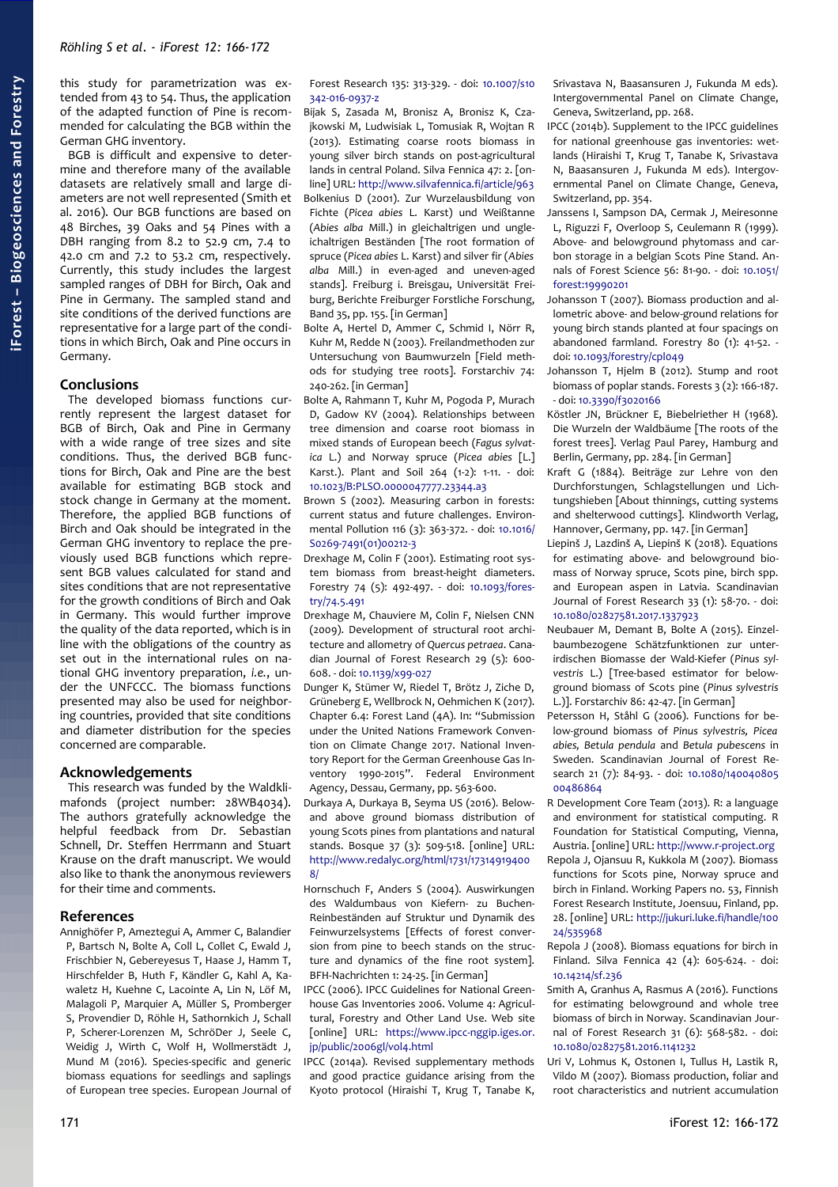this study for parametrization was extended from 43 to 54. Thus, the application of the adapted function of Pine is recommended for calculating the BGB within the German GHG inventory.

BGB is difficult and expensive to determine and therefore many of the available datasets are relatively small and large diameters are not well represented (Smith et al. 2016). Our BGB functions are based on 48 Birches, 39 Oaks and 54 Pines with a DBH ranging from 8.2 to 52.9 cm, 7.4 to 42.0 cm and 7.2 to 53.2 cm, respectively. Currently, this study includes the largest sampled ranges of DBH for Birch, Oak and Pine in Germany. The sampled stand and site conditions of the derived functions are representative for a large part of the conditions in which Birch, Oak and Pine occurs in Germany.

## Conclusions

The developed biomass functions currently represent the largest dataset for BGB of Birch, Oak and Pine in Germany with a wide range of tree sizes and site conditions. Thus, the derived BGB functions for Birch, Oak and Pine are the best available for estimating BGB stock and stock change in Germany at the moment. Therefore, the applied BGB functions of Birch and Oak should be integrated in the German GHG inventory to replace the previously used BGB functions which represent BGB values calculated for stand and sites conditions that are not representative for the growth conditions of Birch and Oak in Germany. This would further improve the quality of the data reported, which is in line with the obligations of the country as set out in the international rules on national GHG inventory preparation, *i.e.*, under the UNFCCC. The biomass functions presented may also be used for neighboring countries, provided that site conditions and diameter distribution for the species concerned are comparable.

## Acknowledgements

This research was funded by the Waldklimafonds (project number: 28WB4034). The authors gratefully acknowledge the helpful feedback from Dr. Sebastian Schnell, Dr. Steffen Herrmann and Stuart Krause on the draft manuscript. We would also like to thank the anonymous reviewers for their time and comments.

## References

Annighöfer P, Ameztegui A, Ammer C, Balandier P, Bartsch N, Bolte A, Coll L, Collet C, Ewald J, Frischbier N, Gebereyesus T, Haase J, Hamm T, Hirschelder B, Huth F, Kändler G, Kahl A, Kawaletz H, Kuehne C, Lacointe A, Lin N, Löf M, Malagoli P, Marquier A, Müller S, Promberger S, Provendier D, Röhle H, Sathornkich J, Schall P, Scherer-Lorenzen M, SchröDer J, Seele C, Weidig J, Wirth C, Wolf H, Wollmerstädt J, Mund M (2016). Species-specific and generic biomass equations for seedlings and saplings of European tree species. European Journal of Forest Research 135: 313-329. - doi: 10.1007/s10342-016-0937-z

Bijak S, Zasada M, Bronisz A, Bronisz K, Czajkowski M, Ludwisiak L, Tomusiak R, Wojtan R (2013). Estimating coarse roots biomass in young silver birch stands on post-agricultural lands in central Poland. Silva Fennica 47: 2. [online] URL: http://www.silvafennica.fi/article/963

Bolkenius D (2001). Zur Wurzelausbildung von Fichte (*Picea abies* L. Karst) und Weißtanne (*Abies alba* Mill.) in gleichaltrigen und ungleichaltrigen Beständen [The root formation of spruce (*Picea abies* L. Karst) and silver fir (*Abies alba* Mill.) in even-aged and uneven-aged stands]. Freiburg i. Breisgau, Universität Freiburg, Berichte Freiburger Forstliche Forschung, Band 35, pp. 155. [in German]

Bolte A, Hertel D, Ammer C, Schmid I, Nörr R, Kuhr M, Redde N (2003). Freilandmethoden zur Untersuchung von Baumwurzeln [Field methods for studying tree roots]. Forstarchiv 74: 240-262. [in German]

Bolte A, Rahmann T, Kuhr M, Pogoda P, Murach D, Gadow KV (2004). Relationships between tree dimension and coarse root biomass in mixed stands of European beech (*Fagus sylvatica* L.) and Norway spruce (*Picea abies* [L.] Karst.). Plant and Soil 264 (1-2): 1-11. - doi: 10.1023/B:PLSO.0000047777.23344.a3

Brown S (2002). Measuring carbon in forests: current status and future challenges. Environmental Pollution 116 (3): 363-372. - doi: 10.1016/S0269-7491(01)00212-3

Drexhage M, Colin F (2001). Estimating root system biomass from breast-height diameters. Forestry 74 (5): 492-497. - doi: 10.1093/forestry/74.5.491

Drexhage M, Chauviere M, Colin F, Nielsen CNN (2009). Development of structural root architecture and allometry of *Quercus petraea*. Canadian Journal of Forest Research 29 (5): 600-608. - doi: 10.1139/x99-027

Dunger K, Stümer W, Riedel T, Brötz J, Ziche D, Grüneberg E, Wellbrock N, Oehmichen K (2017). Chapter 6.4: Forest Land (4A). In: "Submission under the United Nations Framework Convention on Climate Change 2017. National Inventory Report for the German Greenhouse Gas Inventory 1990-2015". Federal Environment Agency, Dessau, Germany, pp. 563-600.

Durkaya A, Durkaya B, Seyma US (2016). Below- and above ground biomass distribution of young Scots pines from plantations and natural stands. Bosque 37 (3): 509-518. [online] URL: http://www.redalyc.org/html/1731/173149194008/

Hornschuch F, Anders S (2004). Auswirkungen des Waldumbaus von Kiefern- zu Buchen-Reinbeständen auf Struktur und Dynamik des Feinwurzelsystems [Effects of forest conversion from pine to beech stands on the structure and dynamics of the fine root system]. BFH-Nachrichten 1: 24-25. [in German]

IPCC (2006). IPCC Guidelines for National Greenhouse Gas Inventories 2006. Volume 4: Agricultural, Forestry and Other Land Use. Web site [online] URL: https://www.ipcc-nggip.iges.or.jp/public/2006gl/vol4.html

IPCC (2014a). Revised supplementary methods and good practice guidance arising from the Kyoto protocol (Hiraishi T, Krug T, Tanabe K, Srivastava N, Baasansuren J, Fukunda M eds). Intergovernmental Panel on Climate Change, Geneva, Switzerland, pp. 268.

IPCC (2014b). Supplement to the IPCC guidelines for national greenhouse gas inventories: wetlands (Hiraishi T, Krug T, Tanabe K, Srivastava N, Baasansuren J, Fukunda M eds). Intergovernmental Panel on Climate Change, Geneva, Switzerland, pp. 354.

Janssens I, Sampson DA, Cermak J, Meiresonne L, Riguzzi F, Overloop S, Ceulemann R (1999). Above- and belowground phytomass and carbon storage in a belgian Scots Pine Stand. Annals of Forest Science 56: 81-90. - doi: 10.1051/forest:19990201

Johansson T (2007). Biomass production and allometric above- and below-ground relations for young birch stands planted at four spacings on abandoned farmland. Forestry 80 (1): 41-52. - doi: 10.1093/forestry/cpl049

Johansson T, Hjelm B (2012). Stump and root biomass of poplar stands. Forests 3 (2): 166-187. - doi: 10.3390/f3020166

Köstler JN, Brückner E, Biebelriether H (1968). Die Wurzeln der Waldbäume [The roots of the forest trees]. Verlag Paul Parey, Hamburg and Berlin, Germany, pp. 284. [in German]

Kraft G (1884). Beiträge zur Lehre von den Durchforstungen, Schlagstellungen und Lichtungshieben [About thinnings, cutting systems and shelterwood cuttings]. Klindworth Verlag, Hannover, Germany, pp. 147. [in German]

Liepinš J, Lazdinš A, Liepinš K (2018). Equations for estimating above- and belowground biomass of Norway spruce, Scots pine, birch spp. and European aspen in Latvia. Scandinavian Journal of Forest Research 33 (1): 58-70. - doi: 10.1080/02827581.2017.1337923

Neubauer M, Demant B, Bolte A (2015). Einzelbaumbezogene Schätzfunktionen zur unterirdischen Biomasse der Wald-Kiefer (*Pinus sylvestris* L.) [Tree-based estimator for belowground biomass of Scots pine (*Pinus sylvestris* L.)]. Forstarchiv 86: 42-47. [in German]

Petersson H, Ståhl G (2006). Functions for below-ground biomass of *Pinus sylvestris*, *Picea abies*, *Betula pendula* and *Betula pubescens* in Sweden. Scandinavian Journal of Forest Research 21 (7): 84-93. - doi: 10.1080/14004080500486864

R Development Core Team (2013). R: a language and environment for statistical computing. R Foundation for Statistical Computing, Vienna, Austria. [online] URL: http://www.r-project.org

Repola J, Ojansuu R, Kukkola M (2007). Biomass functions for Scots pine, Norway spruce and birch in Finland. Working Papers no. 53, Finnish Forest Research Institute, Joensuu, Finland, pp. 28. [online] URL: http://jukuri.luke.fi/handle/10024/535968

Repola J (2008). Biomass equations for birch in Finland. Silva Fennica 42 (4): 605-624. - doi: 10.14214/sf.236

Smith A, Granhus A, Rasmus A (2016). Functions for estimating belowground and whole tree biomass of birch in Norway. Scandinavian Journal of Forest Research 31 (6): 568-582. - doi: 10.1080/02827581.2016.1141232

Uri V, Lohmus K, Ostonen I, Tullus H, Lastik R, Vildo M (2007). Biomass production, foliar and root characteristics and nutrient accumulation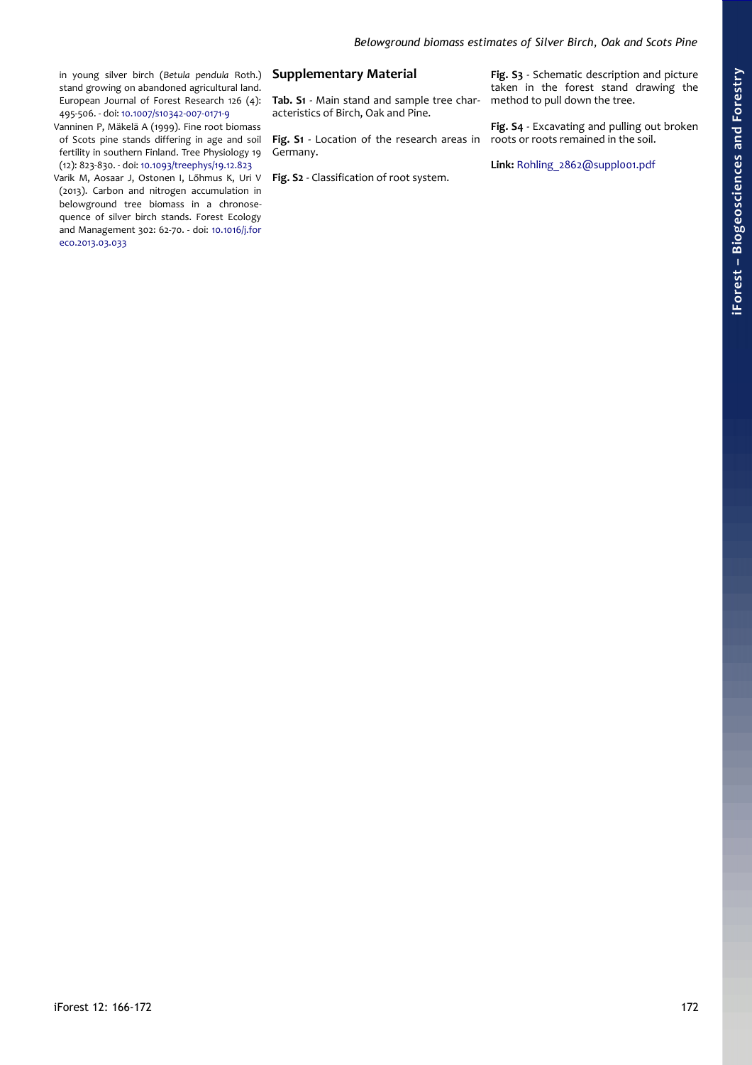in young silver birch (*Betula pendula* Roth.) stand growing on abandoned agricultural land. European Journal of Forest Research 126 (4): 495-506. - doi: 10.1007/s10342-007-0171-9

Vanninen P, Mäkelä A (1999). Fine root biomass of Scots pine stands differing in age and soil fertility in southern Finland. Tree Physiology 19 (12): 823-830. - doi: 10.1093/treephys/19.12.823

Varik M, Aosaar J, Ostonen I, Lõhmus K, Uri V (2013). Carbon and nitrogen accumulation in belowground tree biomass in a chronosequence of silver birch stands. Forest Ecology and Management 302: 62-70. - doi: 10.1016/j.foreco.2013.03.033

## Supplementary Material

**Tab. S1** - Main stand and sample tree characteristics of Birch, Oak and Pine.

**Fig. S1** - Location of the research areas in Germany.

**Fig. S2** - Classification of root system.

**Fig. S3** - Schematic description and picture taken in the forest stand drawing the method to pull down the tree.

**Fig. S4** - Excavating and pulling out broken roots or roots remained in the soil.

**Link:** Rohling_2862@suppl001.pdf